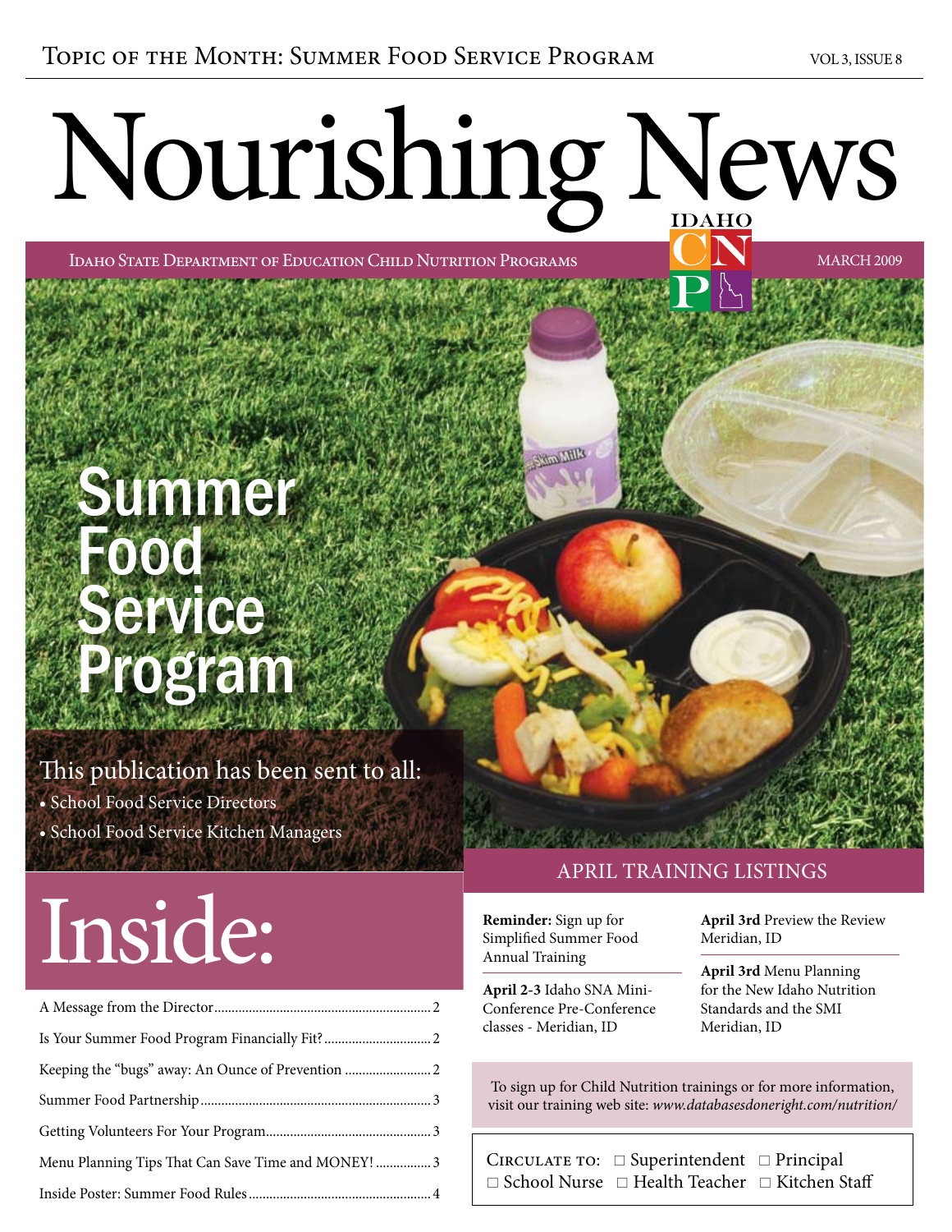Topic of the Month: Summer Food Service Program

VOL 3, ISSUE 8

# Nourishing News

Idaho State Department of Education Child Nutrition Programs

MARCH 2009

## Summer Food Service Program

This publication has been sent to all:

- School Food Service Directors
- School Food Service Kitchen Managers

## Inside:

A Message from the Director ..... 2

Is Your Summer Food Program Financially Fit? ..... 2

Keeping the "bugs" away: An Ounce of Prevention ..... 2

Summer Food Partnership ..... 3

Getting Volunteers For Your Program ..... 3

Menu Planning Tips That Can Save Time and MONEY! ..... 3

Inside Poster: Summer Food Rules ..... 4

## APRIL TRAINING LISTINGS

**Reminder:** Sign up for Simplified Summer Food Annual Training

**April 2-3** Idaho SNA Mini-Conference Pre-Conference classes - Meridian, ID

**April 3rd** Preview the Review Meridian, ID

**April 3rd** Menu Planning for the New Idaho Nutrition Standards and the SMI Meridian, ID

To sign up for Child Nutrition trainings or for more information, visit our training web site: *www.databasesdoneright.com/nutrition/*

Circulate to: ☐ Superintendent ☐ Principal ☐ School Nurse ☐ Health Teacher ☐ Kitchen Staff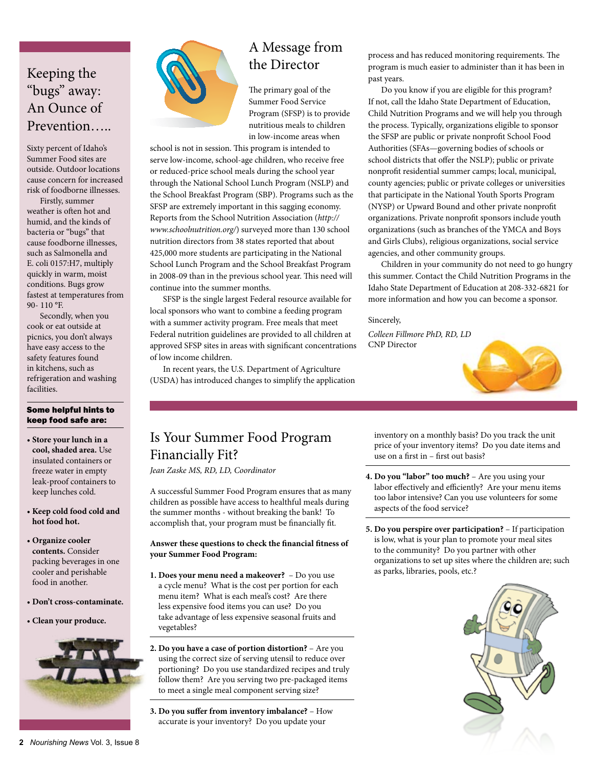# Keeping the "bugs" away: An Ounce of Prevention…..

Sixty percent of Idaho's Summer Food sites are outside. Outdoor locations cause concern for increased risk of foodborne illnesses.

Firstly, summer weather is often hot and humid, and the kinds of bacteria or "bugs" that cause foodborne illnesses, such as Salmonella and E. coli 0157:H7, multiply quickly in warm, moist conditions. Bugs grow fastest at temperatures from 90- 110 °F.

Secondly, when you cook or eat outside at picnics, you don't always have easy access to the safety features found in kitchens, such as refrigeration and washing facilities.

**Some helpful hints to keep food safe are:**

- **Store your lunch in a cool, shaded area.** Use insulated containers or freeze water in empty leak-proof containers to keep lunches cold.
- **Keep cold food cold and hot food hot.**
- **Organize cooler contents.** Consider packing beverages in one cooler and perishable food in another.
- **Don't cross-contaminate.**
- **Clean your produce.**

# A Message from the Director

The primary goal of the Summer Food Service Program (SFSP) is to provide nutritious meals to children in low-income areas when school is not in session. This program is intended to serve low-income, school-age children, who receive free or reduced-price school meals during the school year through the National School Lunch Program (NSLP) and the School Breakfast Program (SBP). Programs such as the SFSP are extremely important in this sagging economy. Reports from the School Nutrition Association (*http://www.schoolnutrition.org/*) surveyed more than 130 school nutrition directors from 38 states reported that about 425,000 more students are participating in the National School Lunch Program and the School Breakfast Program in 2008-09 than in the previous school year. This need will continue into the summer months.

SFSP is the single largest Federal resource available for local sponsors who want to combine a feeding program with a summer activity program. Free meals that meet Federal nutrition guidelines are provided to all children at approved SFSP sites in areas with significant concentrations of low income children.

In recent years, the U.S. Department of Agriculture (USDA) has introduced changes to simplify the application process and has reduced monitoring requirements. The program is much easier to administer than it has been in past years.

Do you know if you are eligible for this program? If not, call the Idaho State Department of Education, Child Nutrition Programs and we will help you through the process. Typically, organizations eligible to sponsor the SFSP are public or private nonprofit School Food Authorities (SFAs—governing bodies of schools or school districts that offer the NSLP); public or private nonprofit residential summer camps; local, municipal, county agencies; public or private colleges or universities that participate in the National Youth Sports Program (NYSP) or Upward Bound and other private nonprofit organizations. Private nonprofit sponsors include youth organizations (such as branches of the YMCA and Boys and Girls Clubs), religious organizations, social service agencies, and other community groups.

Children in your community do not need to go hungry this summer. Contact the Child Nutrition Programs in the Idaho State Department of Education at 208-332-6821 for more information and how you can become a sponsor.

Sincerely,

*Colleen Fillmore PhD, RD, LD*
CNP Director

# Is Your Summer Food Program Financially Fit?

*Jean Zaske MS, RD, LD, Coordinator*

A successful Summer Food Program ensures that as many children as possible have access to healthful meals during the summer months - without breaking the bank! To accomplish that, your program must be financially fit.

**Answer these questions to check the financial fitness of your Summer Food Program:**

1. **Does your menu need a makeover?** – Do you use a cycle menu? What is the cost per portion for each menu item? What is each meal's cost? Are there less expensive food items you can use? Do you take advantage of less expensive seasonal fruits and vegetables?
2. **Do you have a case of portion distortion?** – Are you using the correct size of serving utensil to reduce over portioning? Do you use standardized recipes and truly follow them? Are you serving two pre-packaged items to meet a single meal component serving size?
3. **Do you suffer from inventory imbalance?** – How accurate is your inventory? Do you update your inventory on a monthly basis? Do you track the unit price of your inventory items? Do you date items and use on a first in – first out basis?
4. **Do you "labor" too much?** – Are you using your labor effectively and efficiently? Are your menu items too labor intensive? Can you use volunteers for some aspects of the food service?
5. **Do you perspire over participation?** – If participation is low, what is your plan to promote your meal sites to the community? Do you partner with other organizations to set up sites where the children are; such as parks, libraries, pools, etc.?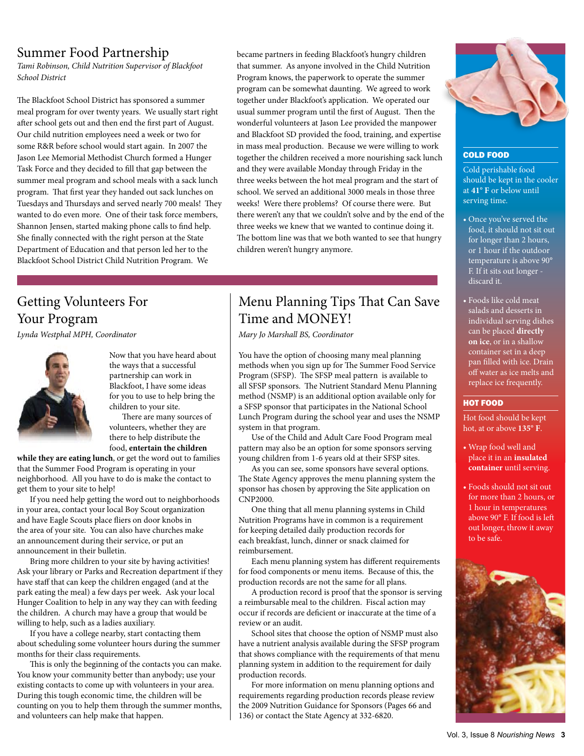## Summer Food Partnership

*Tami Robinson, Child Nutrition Supervisor of Blackfoot School District*

The Blackfoot School District has sponsored a summer meal program for over twenty years. We usually start right after school gets out and then end the first part of August. Our child nutrition employees need a week or two for some R&R before school would start again. In 2007 the Jason Lee Memorial Methodist Church formed a Hunger Task Force and they decided to fill that gap between the summer meal program and school meals with a sack lunch program. That first year they handed out sack lunches on Tuesdays and Thursdays and served nearly 700 meals! They wanted to do even more. One of their task force members, Shannon Jensen, started making phone calls to find help. She finally connected with the right person at the State Department of Education and that person led her to the Blackfoot School District Child Nutrition Program. We became partners in feeding Blackfoot's hungry children that summer. As anyone involved in the Child Nutrition Program knows, the paperwork to operate the summer program can be somewhat daunting. We agreed to work together under Blackfoot's application. We operated our usual summer program until the first of August. Then the wonderful volunteers at Jason Lee provided the manpower and Blackfoot SD provided the food, training, and expertise in mass meal production. Because we were willing to work together the children received a more nourishing sack lunch and they were available Monday through Friday in the three weeks between the hot meal program and the start of school. We served an additional 3000 meals in those three weeks! Were there problems? Of course there were. But there weren't any that we couldn't solve and by the end of the three weeks we knew that we wanted to continue doing it. The bottom line was that we both wanted to see that hungry children weren't hungry anymore.

## Getting Volunteers For Your Program

*Lynda Westphal MPH, Coordinator*

Now that you have heard about the ways that a successful partnership can work in Blackfoot, I have some ideas for you to use to help bring the children to your site.

There are many sources of volunteers, whether they are there to help distribute the food, **entertain the children while they are eating lunch**, or get the word out to families that the Summer Food Program is operating in your neighborhood. All you have to do is make the contact to get them to your site to help!

If you need help getting the word out to neighborhoods in your area, contact your local Boy Scout organization and have Eagle Scouts place fliers on door knobs in the area of your site. You can also have churches make an announcement during their service, or put an announcement in their bulletin.

Bring more children to your site by having activities! Ask your library or Parks and Recreation department if they have staff that can keep the children engaged (and at the park eating the meal) a few days per week. Ask your local Hunger Coalition to help in any way they can with feeding the children. A church may have a group that would be willing to help, such as a ladies auxiliary.

If you have a college nearby, start contacting them about scheduling some volunteer hours during the summer months for their class requirements.

This is only the beginning of the contacts you can make. You know your community better than anybody; use your existing contacts to come up with volunteers in your area. During this tough economic time, the children will be counting on you to help them through the summer months, and volunteers can help make that happen.

## Menu Planning Tips That Can Save Time and MONEY!

*Mary Jo Marshall BS, Coordinator*

You have the option of choosing many meal planning methods when you sign up for The Summer Food Service Program (SFSP). The SFSP meal pattern is available to all SFSP sponsors. The Nutrient Standard Menu Planning method (NSMP) is an additional option available only for a SFSP sponsor that participates in the National School Lunch Program during the school year and uses the NSMP system in that program.

Use of the Child and Adult Care Food Program meal pattern may also be an option for some sponsors serving young children from 1-6 years old at their SFSP sites.

As you can see, some sponsors have several options. The State Agency approves the menu planning system the sponsor has chosen by approving the Site application on CNP2000.

One thing that all menu planning systems in Child Nutrition Programs have in common is a requirement for keeping detailed daily production records for each breakfast, lunch, dinner or snack claimed for reimbursement.

Each menu planning system has different requirements for food components or menu items. Because of this, the production records are not the same for all plans.

A production record is proof that the sponsor is serving a reimbursable meal to the children. Fiscal action may occur if records are deficient or inaccurate at the time of a review or an audit.

School sites that choose the option of NSMP must also have a nutrient analysis available during the SFSP program that shows compliance with the requirements of that menu planning system in addition to the requirement for daily production records.

For more information on menu planning options and requirements regarding production records please review the 2009 Nutrition Guidance for Sponsors (Pages 66 and 136) or contact the State Agency at 332-6820.

### COLD FOOD

Cold perishable food should be kept in the cooler at **41° F** or below until serving time.

- Once you've served the food, it should not sit out for longer than 2 hours, or 1 hour if the outdoor temperature is above 90° F. If it sits out longer - discard it.
- Foods like cold meat salads and desserts in individual serving dishes can be placed **directly on ice**, or in a shallow container set in a deep pan filled with ice. Drain off water as ice melts and replace ice frequently.

### HOT FOOD

Hot food should be kept hot, at or above **135° F**.

- Wrap food well and place it in an **insulated container** until serving.
- Foods should not sit out for more than 2 hours, or 1 hour in temperatures above 90° F. If food is left out longer, throw it away to be safe.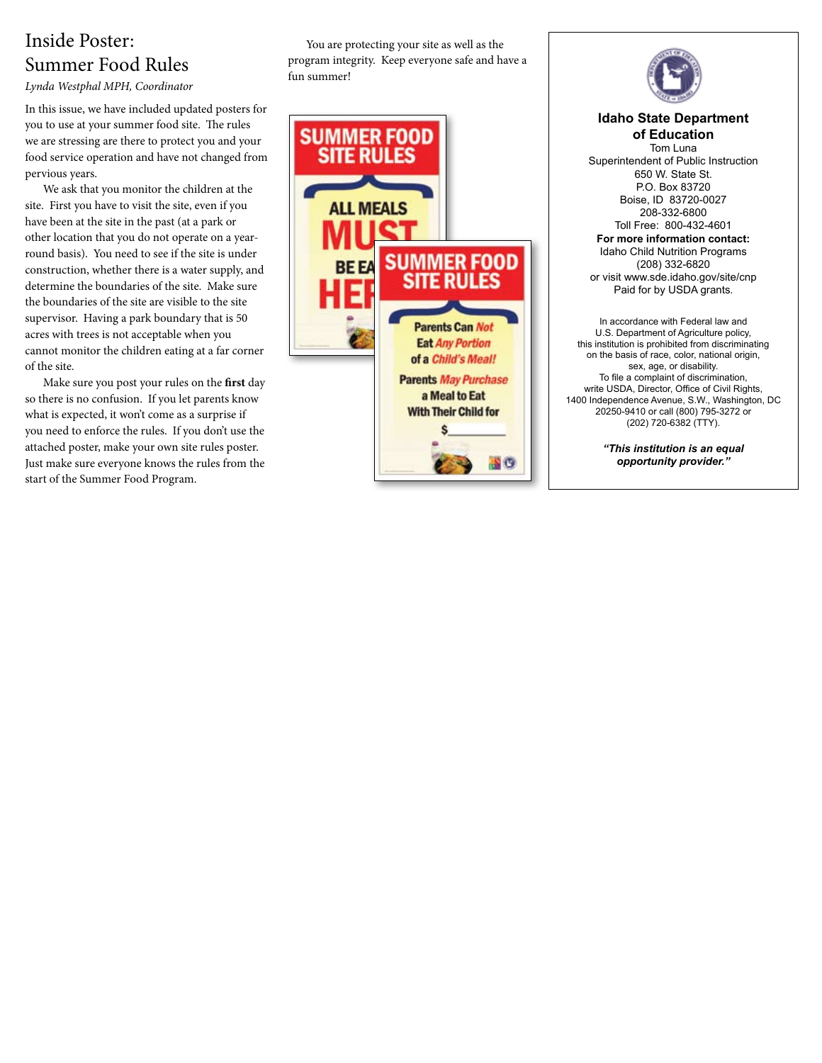# Inside Poster: Summer Food Rules

*Lynda Westphal MPH, Coordinator*

In this issue, we have included updated posters for you to use at your summer food site. The rules we are stressing are there to protect you and your food service operation and have not changed from pervious years.

We ask that you monitor the children at the site. First you have to visit the site, even if you have been at the site in the past (at a park or other location that you do not operate on a year-round basis). You need to see if the site is under construction, whether there is a water supply, and determine the boundaries of the site. Make sure the boundaries of the site are visible to the site supervisor. Having a park boundary that is 50 acres with trees is not acceptable when you cannot monitor the children eating at a far corner of the site.

Make sure you post your rules on the **first** day so there is no confusion. If you let parents know what is expected, it won't come as a surprise if you need to enforce the rules. If you don't use the attached poster, make your own site rules poster. Just make sure everyone knows the rules from the start of the Summer Food Program.

You are protecting your site as well as the program integrity. Keep everyone safe and have a fun summer!

SUMMER FOOD SITE RULES

ALL MEALS MUST BE EATEN HERE

SUMMER FOOD SITE RULES

Parents Can *Not* Eat *Any Portion* of a *Child's Meal!*

Parents *May Purchase* a Meal to Eat With Their Child for $________

---

**Idaho State Department of Education**
Tom Luna
Superintendent of Public Instruction
650 W. State St.
P.O. Box 83720
Boise, ID 83720-0027
208-332-6800
Toll Free: 800-432-4601
**For more information contact:**
Idaho Child Nutrition Programs
(208) 332-6820
or visit www.sde.idaho.gov/site/cnp
Paid for by USDA grants.

In accordance with Federal law and U.S. Department of Agriculture policy, this institution is prohibited from discriminating on the basis of race, color, national origin, sex, age, or disability.
To file a complaint of discrimination, write USDA, Director, Office of Civil Rights, 1400 Independence Avenue, S.W., Washington, DC 20250-9410 or call (800) 795-3272 or (202) 720-6382 (TTY).

***"This institution is an equal opportunity provider."***